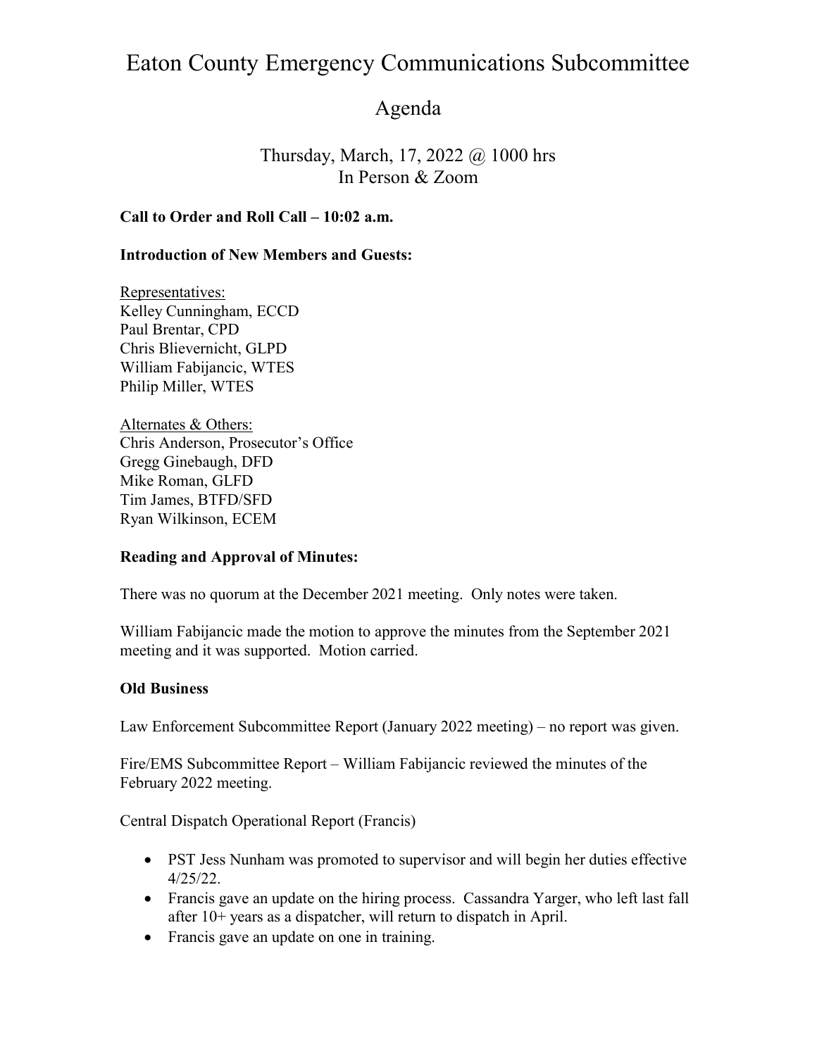# Eaton County Emergency Communications Subcommittee

## Agenda

Thursday, March, 17, 2022 @ 1000 hrs
In Person & Zoom

**Call to Order and Roll Call – 10:02 a.m.**

**Introduction of New Members and Guests:**

Representatives:
Kelley Cunningham, ECCD
Paul Brentar, CPD
Chris Blievernicht, GLPD
William Fabijancic, WTES
Philip Miller, WTES

Alternates & Others:
Chris Anderson, Prosecutor's Office
Gregg Ginebaugh, DFD
Mike Roman, GLFD
Tim James, BTFD/SFD
Ryan Wilkinson, ECEM

**Reading and Approval of Minutes:**

There was no quorum at the December 2021 meeting. Only notes were taken.

William Fabijancic made the motion to approve the minutes from the September 2021 meeting and it was supported. Motion carried.

**Old Business**

Law Enforcement Subcommittee Report (January 2022 meeting) – no report was given.

Fire/EMS Subcommittee Report – William Fabijancic reviewed the minutes of the February 2022 meeting.

Central Dispatch Operational Report (Francis)

- PST Jess Nunham was promoted to supervisor and will begin her duties effective 4/25/22.
- Francis gave an update on the hiring process. Cassandra Yarger, who left last fall after 10+ years as a dispatcher, will return to dispatch in April.
- Francis gave an update on one in training.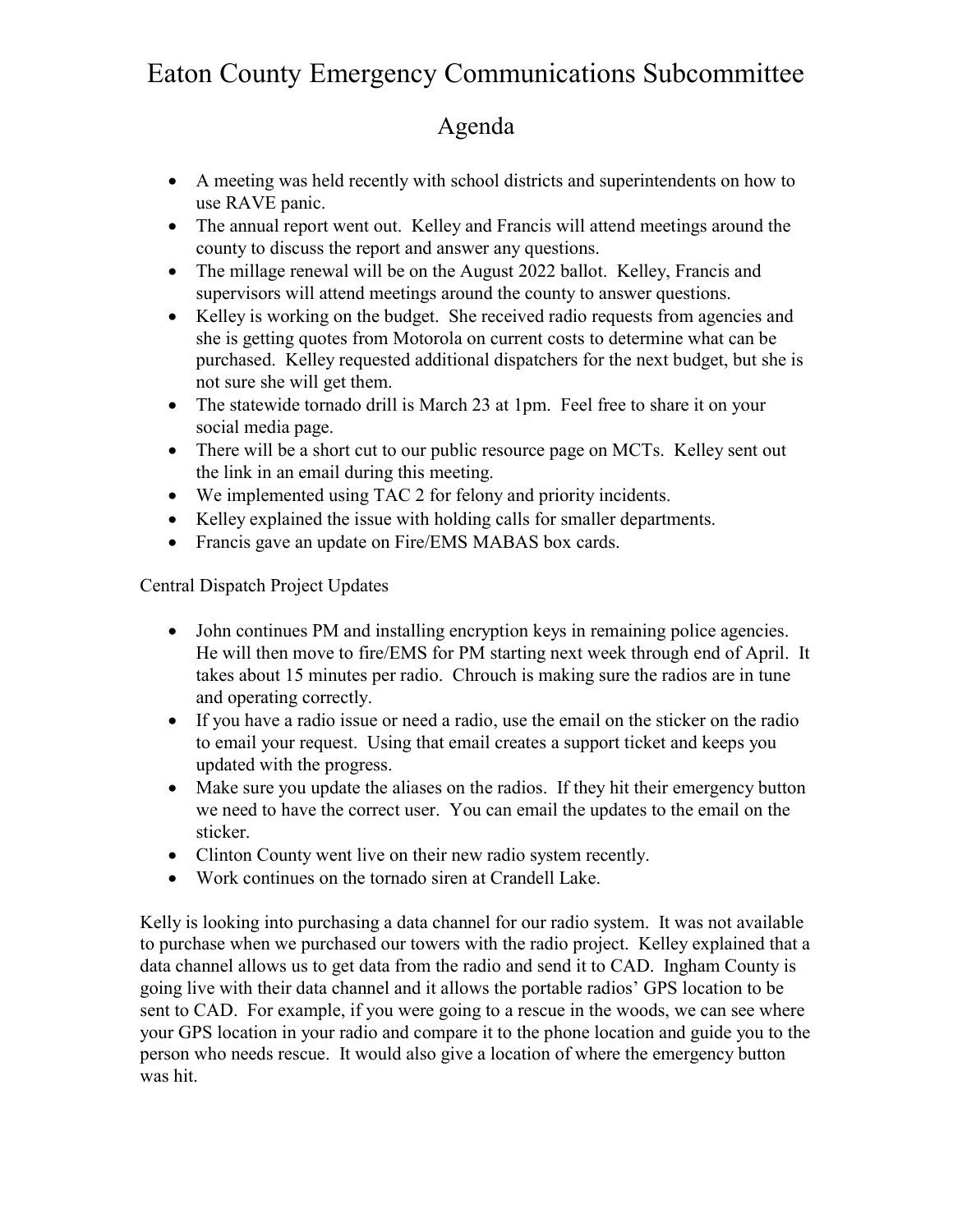# Eaton County Emergency Communications Subcommittee

## Agenda

- A meeting was held recently with school districts and superintendents on how to use RAVE panic.
- The annual report went out. Kelley and Francis will attend meetings around the county to discuss the report and answer any questions.
- The millage renewal will be on the August 2022 ballot. Kelley, Francis and supervisors will attend meetings around the county to answer questions.
- Kelley is working on the budget. She received radio requests from agencies and she is getting quotes from Motorola on current costs to determine what can be purchased. Kelley requested additional dispatchers for the next budget, but she is not sure she will get them.
- The statewide tornado drill is March 23 at 1pm. Feel free to share it on your social media page.
- There will be a short cut to our public resource page on MCTs. Kelley sent out the link in an email during this meeting.
- We implemented using TAC 2 for felony and priority incidents.
- Kelley explained the issue with holding calls for smaller departments.
- Francis gave an update on Fire/EMS MABAS box cards.

Central Dispatch Project Updates

- John continues PM and installing encryption keys in remaining police agencies. He will then move to fire/EMS for PM starting next week through end of April. It takes about 15 minutes per radio. Chrouch is making sure the radios are in tune and operating correctly.
- If you have a radio issue or need a radio, use the email on the sticker on the radio to email your request. Using that email creates a support ticket and keeps you updated with the progress.
- Make sure you update the aliases on the radios. If they hit their emergency button we need to have the correct user. You can email the updates to the email on the sticker.
- Clinton County went live on their new radio system recently.
- Work continues on the tornado siren at Crandell Lake.

Kelly is looking into purchasing a data channel for our radio system. It was not available to purchase when we purchased our towers with the radio project. Kelley explained that a data channel allows us to get data from the radio and send it to CAD. Ingham County is going live with their data channel and it allows the portable radios' GPS location to be sent to CAD. For example, if you were going to a rescue in the woods, we can see where your GPS location in your radio and compare it to the phone location and guide you to the person who needs rescue. It would also give a location of where the emergency button was hit.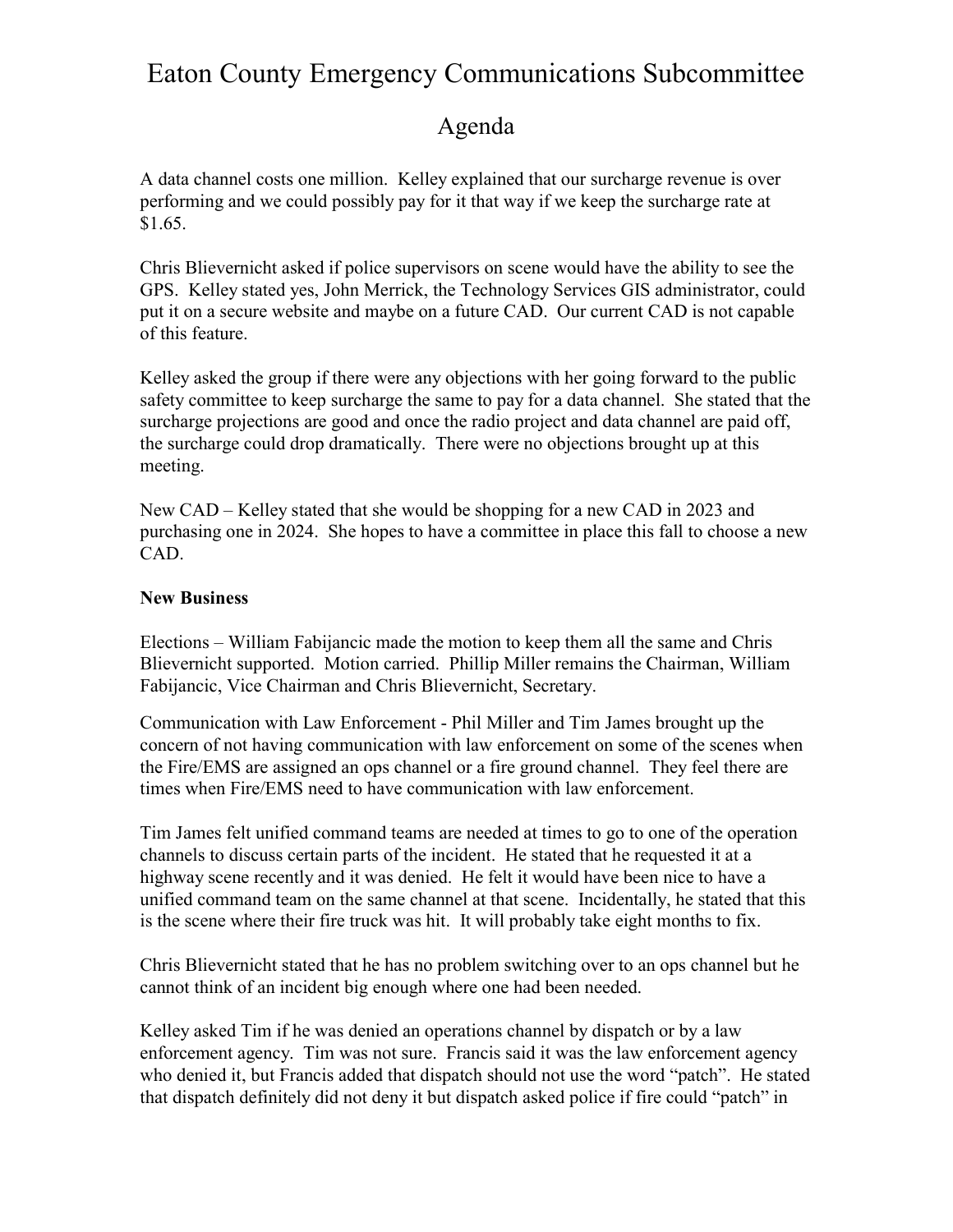# Eaton County Emergency Communications Subcommittee

## Agenda

A data channel costs one million. Kelley explained that our surcharge revenue is over performing and we could possibly pay for it that way if we keep the surcharge rate at \$1.65.

Chris Blievernicht asked if police supervisors on scene would have the ability to see the GPS. Kelley stated yes, John Merrick, the Technology Services GIS administrator, could put it on a secure website and maybe on a future CAD. Our current CAD is not capable of this feature.

Kelley asked the group if there were any objections with her going forward to the public safety committee to keep surcharge the same to pay for a data channel. She stated that the surcharge projections are good and once the radio project and data channel are paid off, the surcharge could drop dramatically. There were no objections brought up at this meeting.

New CAD – Kelley stated that she would be shopping for a new CAD in 2023 and purchasing one in 2024. She hopes to have a committee in place this fall to choose a new CAD.

**New Business**

Elections – William Fabijancic made the motion to keep them all the same and Chris Blievernicht supported. Motion carried. Phillip Miller remains the Chairman, William Fabijancic, Vice Chairman and Chris Blievernicht, Secretary.

Communication with Law Enforcement - Phil Miller and Tim James brought up the concern of not having communication with law enforcement on some of the scenes when the Fire/EMS are assigned an ops channel or a fire ground channel. They feel there are times when Fire/EMS need to have communication with law enforcement.

Tim James felt unified command teams are needed at times to go to one of the operation channels to discuss certain parts of the incident. He stated that he requested it at a highway scene recently and it was denied. He felt it would have been nice to have a unified command team on the same channel at that scene. Incidentally, he stated that this is the scene where their fire truck was hit. It will probably take eight months to fix.

Chris Blievernicht stated that he has no problem switching over to an ops channel but he cannot think of an incident big enough where one had been needed.

Kelley asked Tim if he was denied an operations channel by dispatch or by a law enforcement agency. Tim was not sure. Francis said it was the law enforcement agency who denied it, but Francis added that dispatch should not use the word "patch". He stated that dispatch definitely did not deny it but dispatch asked police if fire could "patch" in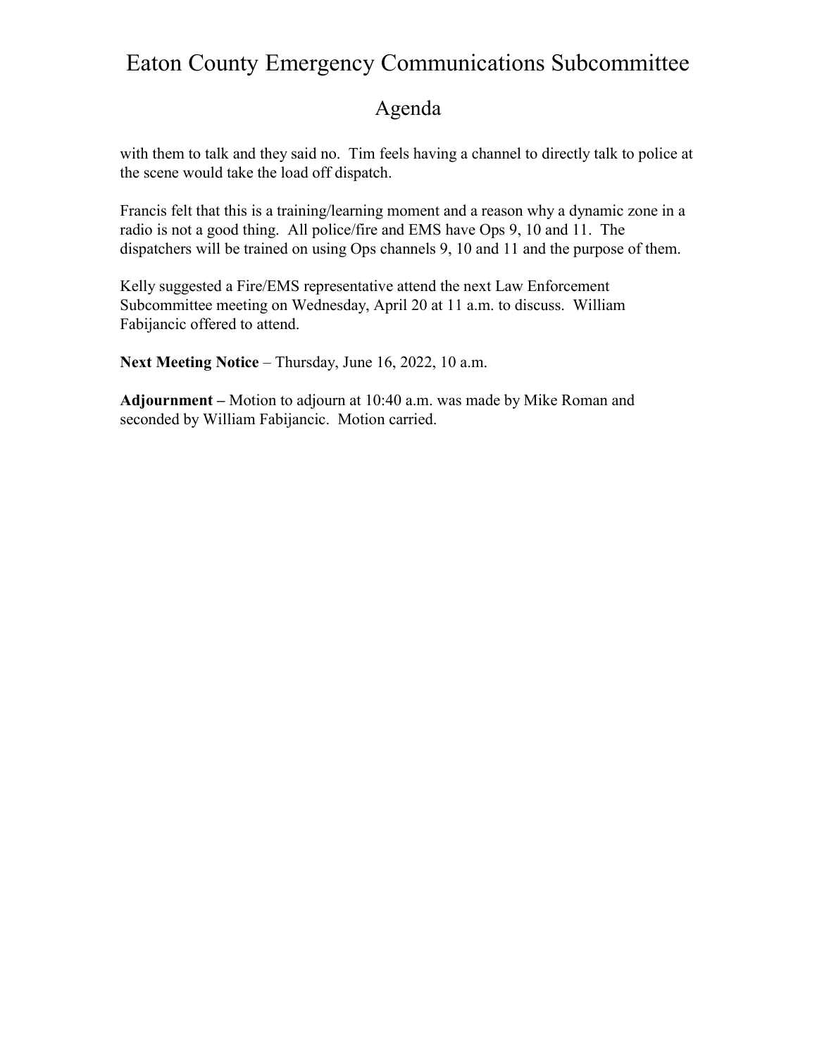with them to talk and they said no. Tim feels having a channel to directly talk to police at the scene would take the load off dispatch.

Francis felt that this is a training/learning moment and a reason why a dynamic zone in a radio is not a good thing. All police/fire and EMS have Ops 9, 10 and 11. The dispatchers will be trained on using Ops channels 9, 10 and 11 and the purpose of them.

Kelly suggested a Fire/EMS representative attend the next Law Enforcement Subcommittee meeting on Wednesday, April 20 at 11 a.m. to discuss. William Fabijancic offered to attend.

**Next Meeting Notice** – Thursday, June 16, 2022, 10 a.m.

**Adjournment –** Motion to adjourn at 10:40 a.m. was made by Mike Roman and seconded by William Fabijancic. Motion carried.